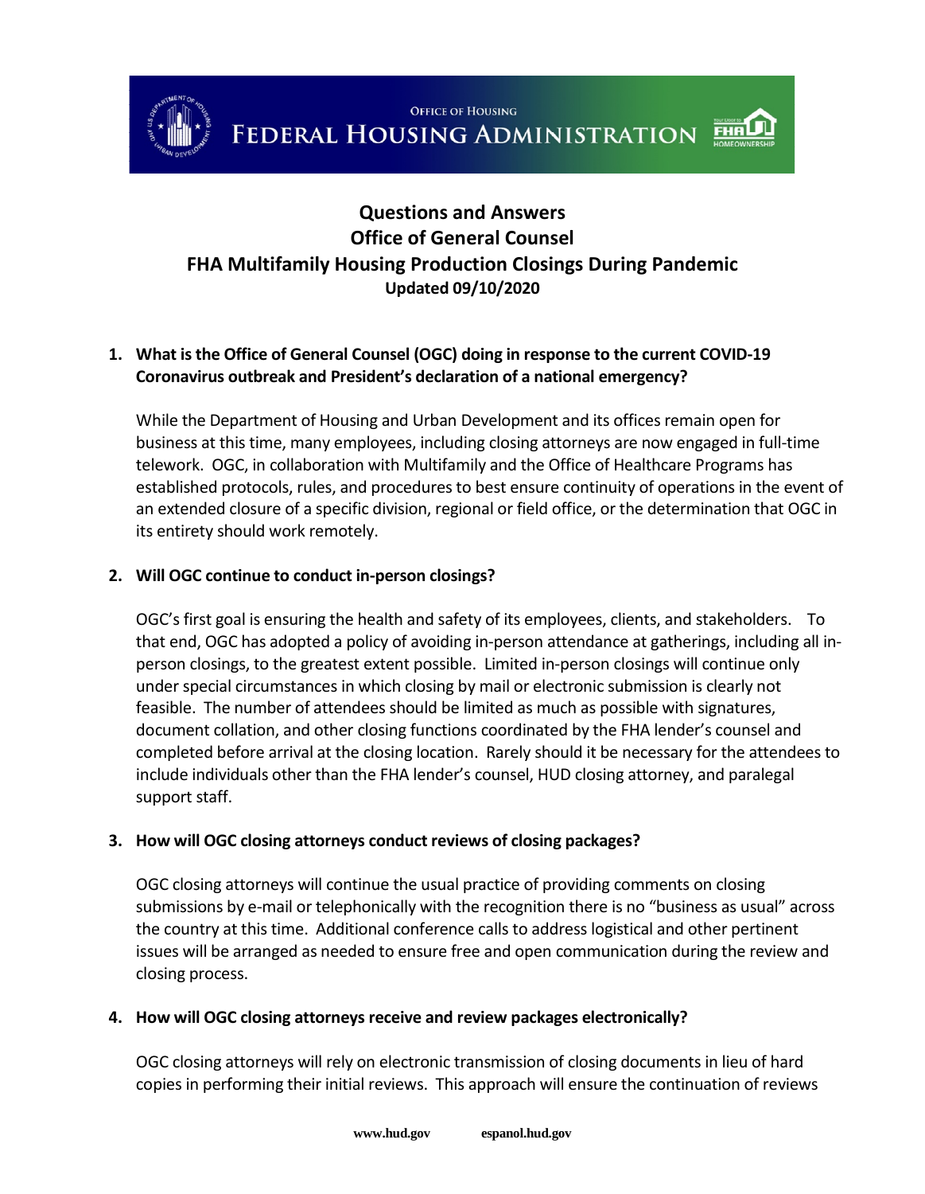OFFICE OF HOUSING

FEDERAL HOUSING ADMINISTRATION

# Questions and Answers
# Office of General Counsel
# FHA Multifamily Housing Production Closings During Pandemic
**Updated 09/10/2020**

**1. What is the Office of General Counsel (OGC) doing in response to the current COVID-19 Coronavirus outbreak and President's declaration of a national emergency?**

While the Department of Housing and Urban Development and its offices remain open for business at this time, many employees, including closing attorneys are now engaged in full-time telework. OGC, in collaboration with Multifamily and the Office of Healthcare Programs has established protocols, rules, and procedures to best ensure continuity of operations in the event of an extended closure of a specific division, regional or field office, or the determination that OGC in its entirety should work remotely.

**2. Will OGC continue to conduct in-person closings?**

OGC's first goal is ensuring the health and safety of its employees, clients, and stakeholders. To that end, OGC has adopted a policy of avoiding in-person attendance at gatherings, including all in-person closings, to the greatest extent possible. Limited in-person closings will continue only under special circumstances in which closing by mail or electronic submission is clearly not feasible. The number of attendees should be limited as much as possible with signatures, document collation, and other closing functions coordinated by the FHA lender's counsel and completed before arrival at the closing location. Rarely should it be necessary for the attendees to include individuals other than the FHA lender's counsel, HUD closing attorney, and paralegal support staff.

**3. How will OGC closing attorneys conduct reviews of closing packages?**

OGC closing attorneys will continue the usual practice of providing comments on closing submissions by e-mail or telephonically with the recognition there is no "business as usual" across the country at this time. Additional conference calls to address logistical and other pertinent issues will be arranged as needed to ensure free and open communication during the review and closing process.

**4. How will OGC closing attorneys receive and review packages electronically?**

OGC closing attorneys will rely on electronic transmission of closing documents in lieu of hard copies in performing their initial reviews. This approach will ensure the continuation of reviews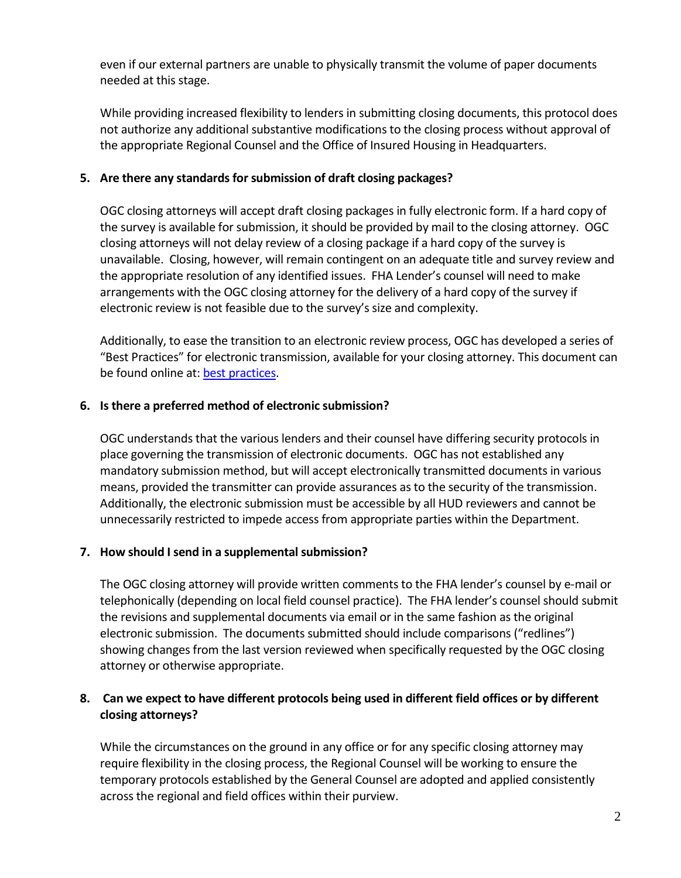even if our external partners are unable to physically transmit the volume of paper documents needed at this stage.

While providing increased flexibility to lenders in submitting closing documents, this protocol does not authorize any additional substantive modifications to the closing process without approval of the appropriate Regional Counsel and the Office of Insured Housing in Headquarters.

**5. Are there any standards for submission of draft closing packages?**

OGC closing attorneys will accept draft closing packages in fully electronic form. If a hard copy of the survey is available for submission, it should be provided by mail to the closing attorney. OGC closing attorneys will not delay review of a closing package if a hard copy of the survey is unavailable. Closing, however, will remain contingent on an adequate title and survey review and the appropriate resolution of any identified issues. FHA Lender's counsel will need to make arrangements with the OGC closing attorney for the delivery of a hard copy of the survey if electronic review is not feasible due to the survey's size and complexity.

Additionally, to ease the transition to an electronic review process, OGC has developed a series of "Best Practices" for electronic transmission, available for your closing attorney. This document can be found online at: best practices.

**6. Is there a preferred method of electronic submission?**

OGC understands that the various lenders and their counsel have differing security protocols in place governing the transmission of electronic documents. OGC has not established any mandatory submission method, but will accept electronically transmitted documents in various means, provided the transmitter can provide assurances as to the security of the transmission. Additionally, the electronic submission must be accessible by all HUD reviewers and cannot be unnecessarily restricted to impede access from appropriate parties within the Department.

**7. How should I send in a supplemental submission?**

The OGC closing attorney will provide written comments to the FHA lender's counsel by e-mail or telephonically (depending on local field counsel practice). The FHA lender's counsel should submit the revisions and supplemental documents via email or in the same fashion as the original electronic submission. The documents submitted should include comparisons ("redlines") showing changes from the last version reviewed when specifically requested by the OGC closing attorney or otherwise appropriate.

**8. Can we expect to have different protocols being used in different field offices or by different closing attorneys?**

While the circumstances on the ground in any office or for any specific closing attorney may require flexibility in the closing process, the Regional Counsel will be working to ensure the temporary protocols established by the General Counsel are adopted and applied consistently across the regional and field offices within their purview.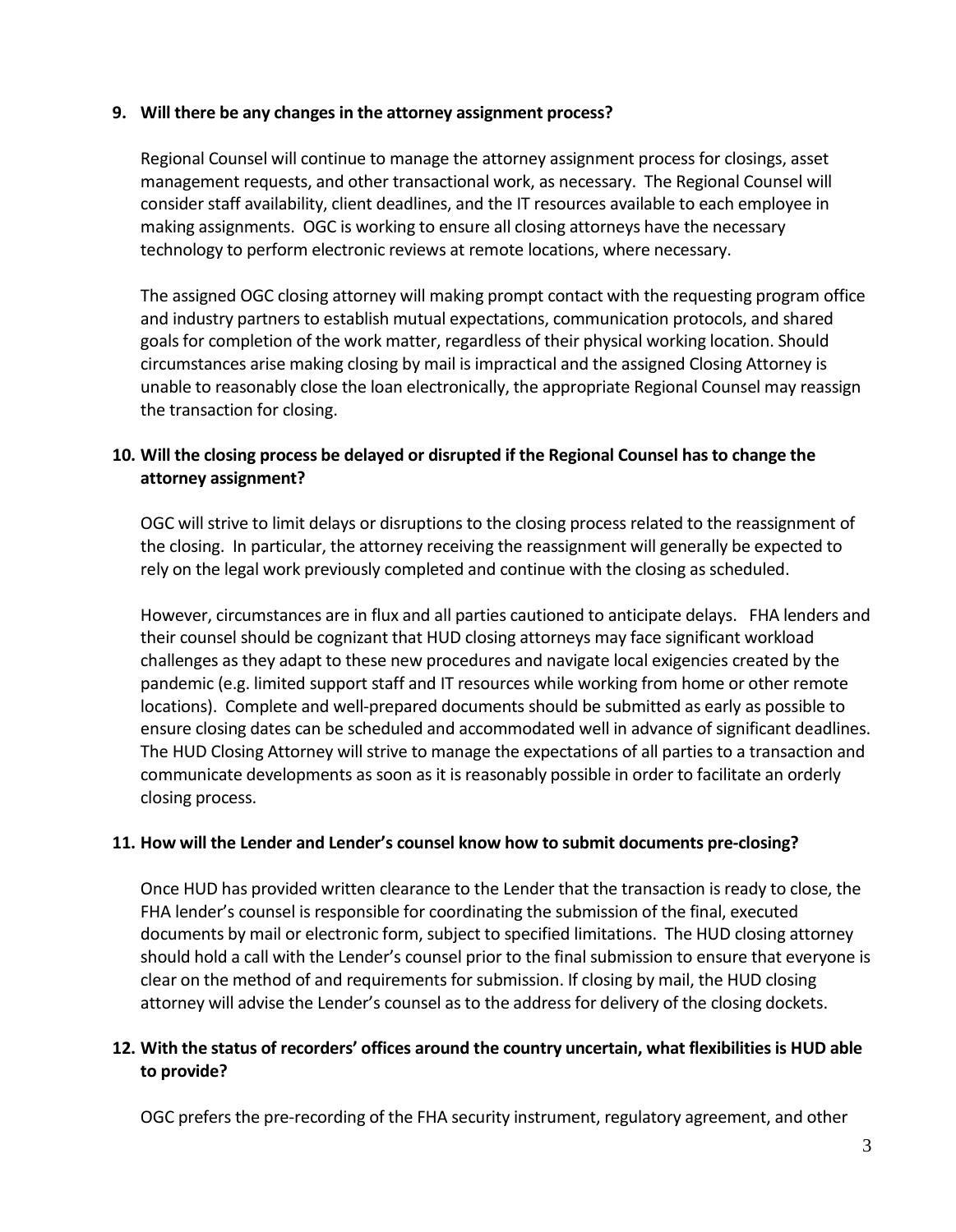**9. Will there be any changes in the attorney assignment process?**

Regional Counsel will continue to manage the attorney assignment process for closings, asset management requests, and other transactional work, as necessary. The Regional Counsel will consider staff availability, client deadlines, and the IT resources available to each employee in making assignments. OGC is working to ensure all closing attorneys have the necessary technology to perform electronic reviews at remote locations, where necessary.

The assigned OGC closing attorney will making prompt contact with the requesting program office and industry partners to establish mutual expectations, communication protocols, and shared goals for completion of the work matter, regardless of their physical working location. Should circumstances arise making closing by mail is impractical and the assigned Closing Attorney is unable to reasonably close the loan electronically, the appropriate Regional Counsel may reassign the transaction for closing.

**10. Will the closing process be delayed or disrupted if the Regional Counsel has to change the attorney assignment?**

OGC will strive to limit delays or disruptions to the closing process related to the reassignment of the closing. In particular, the attorney receiving the reassignment will generally be expected to rely on the legal work previously completed and continue with the closing as scheduled.

However, circumstances are in flux and all parties cautioned to anticipate delays. FHA lenders and their counsel should be cognizant that HUD closing attorneys may face significant workload challenges as they adapt to these new procedures and navigate local exigencies created by the pandemic (e.g. limited support staff and IT resources while working from home or other remote locations). Complete and well-prepared documents should be submitted as early as possible to ensure closing dates can be scheduled and accommodated well in advance of significant deadlines. The HUD Closing Attorney will strive to manage the expectations of all parties to a transaction and communicate developments as soon as it is reasonably possible in order to facilitate an orderly closing process.

**11. How will the Lender and Lender's counsel know how to submit documents pre-closing?**

Once HUD has provided written clearance to the Lender that the transaction is ready to close, the FHA lender's counsel is responsible for coordinating the submission of the final, executed documents by mail or electronic form, subject to specified limitations. The HUD closing attorney should hold a call with the Lender's counsel prior to the final submission to ensure that everyone is clear on the method of and requirements for submission. If closing by mail, the HUD closing attorney will advise the Lender's counsel as to the address for delivery of the closing dockets.

**12. With the status of recorders' offices around the country uncertain, what flexibilities is HUD able to provide?**

OGC prefers the pre-recording of the FHA security instrument, regulatory agreement, and other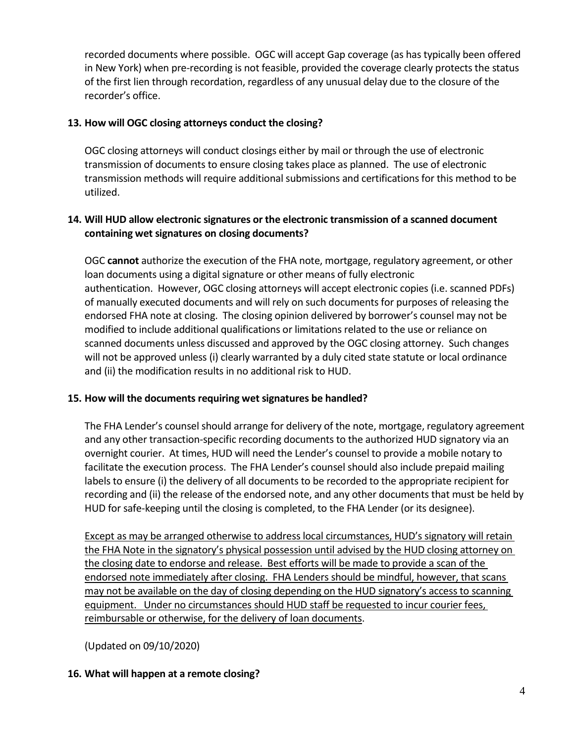recorded documents where possible. OGC will accept Gap coverage (as has typically been offered in New York) when pre-recording is not feasible, provided the coverage clearly protects the status of the first lien through recordation, regardless of any unusual delay due to the closure of the recorder's office.

**13. How will OGC closing attorneys conduct the closing?**

OGC closing attorneys will conduct closings either by mail or through the use of electronic transmission of documents to ensure closing takes place as planned. The use of electronic transmission methods will require additional submissions and certifications for this method to be utilized.

**14. Will HUD allow electronic signatures or the electronic transmission of a scanned document containing wet signatures on closing documents?**

OGC **cannot** authorize the execution of the FHA note, mortgage, regulatory agreement, or other loan documents using a digital signature or other means of fully electronic authentication. However, OGC closing attorneys will accept electronic copies (i.e. scanned PDFs) of manually executed documents and will rely on such documents for purposes of releasing the endorsed FHA note at closing. The closing opinion delivered by borrower's counsel may not be modified to include additional qualifications or limitations related to the use or reliance on scanned documents unless discussed and approved by the OGC closing attorney. Such changes will not be approved unless (i) clearly warranted by a duly cited state statute or local ordinance and (ii) the modification results in no additional risk to HUD.

**15. How will the documents requiring wet signatures be handled?**

The FHA Lender's counsel should arrange for delivery of the note, mortgage, regulatory agreement and any other transaction-specific recording documents to the authorized HUD signatory via an overnight courier. At times, HUD will need the Lender's counsel to provide a mobile notary to facilitate the execution process. The FHA Lender's counsel should also include prepaid mailing labels to ensure (i) the delivery of all documents to be recorded to the appropriate recipient for recording and (ii) the release of the endorsed note, and any other documents that must be held by HUD for safe-keeping until the closing is completed, to the FHA Lender (or its designee).

<u>Except as may be arranged otherwise to address local circumstances, HUD's signatory will retain the FHA Note in the signatory's physical possession until advised by the HUD closing attorney on the closing date to endorse and release. Best efforts will be made to provide a scan of the endorsed note immediately after closing. FHA Lenders should be mindful, however, that scans may not be available on the day of closing depending on the HUD signatory's access to scanning equipment. Under no circumstances should HUD staff be requested to incur courier fees, reimbursable or otherwise, for the delivery of loan documents</u>.

(Updated on 09/10/2020)

**16. What will happen at a remote closing?**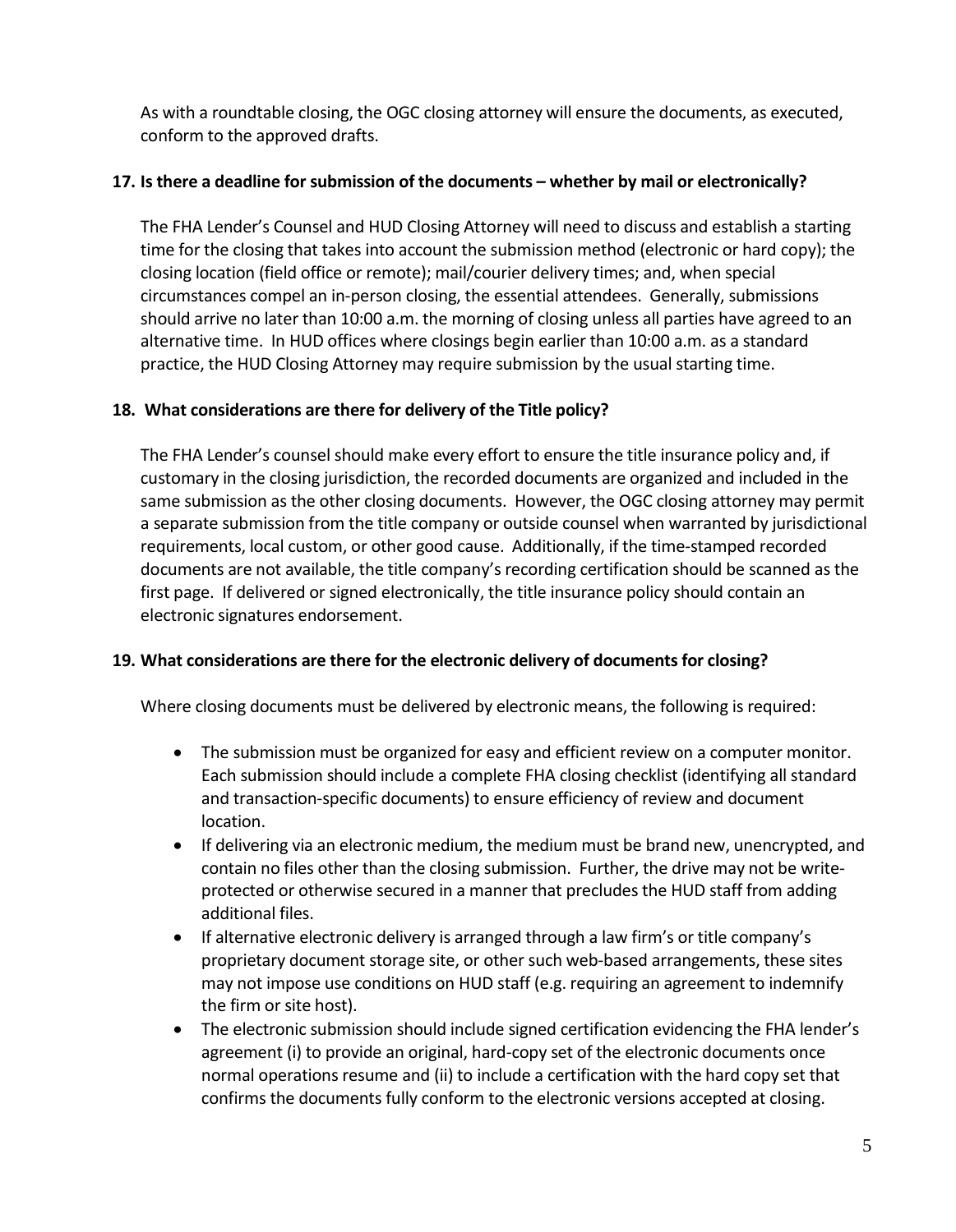As with a roundtable closing, the OGC closing attorney will ensure the documents, as executed, conform to the approved drafts.

**17. Is there a deadline for submission of the documents – whether by mail or electronically?**

The FHA Lender's Counsel and HUD Closing Attorney will need to discuss and establish a starting time for the closing that takes into account the submission method (electronic or hard copy); the closing location (field office or remote); mail/courier delivery times; and, when special circumstances compel an in-person closing, the essential attendees. Generally, submissions should arrive no later than 10:00 a.m. the morning of closing unless all parties have agreed to an alternative time. In HUD offices where closings begin earlier than 10:00 a.m. as a standard practice, the HUD Closing Attorney may require submission by the usual starting time.

**18. What considerations are there for delivery of the Title policy?**

The FHA Lender's counsel should make every effort to ensure the title insurance policy and, if customary in the closing jurisdiction, the recorded documents are organized and included in the same submission as the other closing documents. However, the OGC closing attorney may permit a separate submission from the title company or outside counsel when warranted by jurisdictional requirements, local custom, or other good cause. Additionally, if the time-stamped recorded documents are not available, the title company's recording certification should be scanned as the first page. If delivered or signed electronically, the title insurance policy should contain an electronic signatures endorsement.

**19. What considerations are there for the electronic delivery of documents for closing?**

Where closing documents must be delivered by electronic means, the following is required:

- The submission must be organized for easy and efficient review on a computer monitor. Each submission should include a complete FHA closing checklist (identifying all standard and transaction-specific documents) to ensure efficiency of review and document location.
- If delivering via an electronic medium, the medium must be brand new, unencrypted, and contain no files other than the closing submission. Further, the drive may not be write-protected or otherwise secured in a manner that precludes the HUD staff from adding additional files.
- If alternative electronic delivery is arranged through a law firm's or title company's proprietary document storage site, or other such web-based arrangements, these sites may not impose use conditions on HUD staff (e.g. requiring an agreement to indemnify the firm or site host).
- The electronic submission should include signed certification evidencing the FHA lender's agreement (i) to provide an original, hard-copy set of the electronic documents once normal operations resume and (ii) to include a certification with the hard copy set that confirms the documents fully conform to the electronic versions accepted at closing.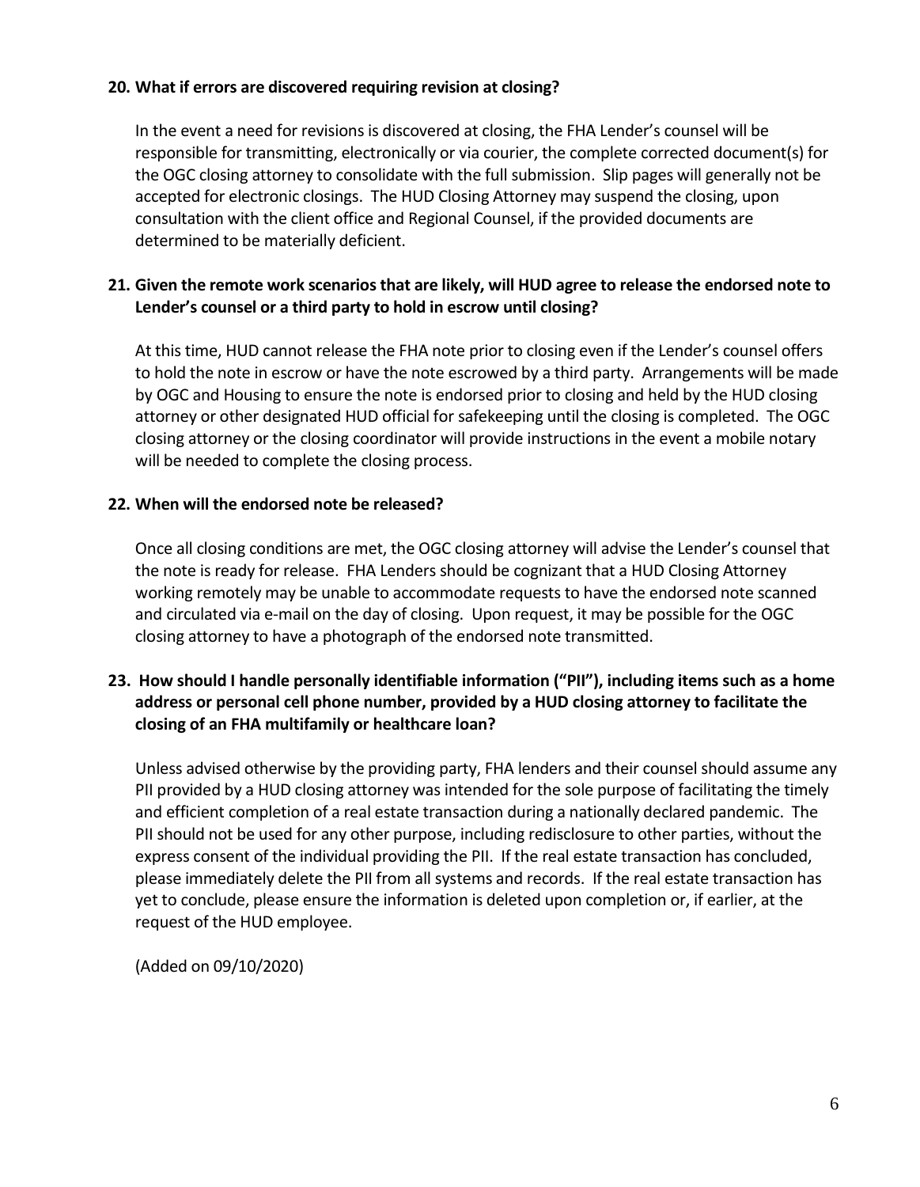**20. What if errors are discovered requiring revision at closing?**

In the event a need for revisions is discovered at closing, the FHA Lender's counsel will be responsible for transmitting, electronically or via courier, the complete corrected document(s) for the OGC closing attorney to consolidate with the full submission. Slip pages will generally not be accepted for electronic closings. The HUD Closing Attorney may suspend the closing, upon consultation with the client office and Regional Counsel, if the provided documents are determined to be materially deficient.

**21. Given the remote work scenarios that are likely, will HUD agree to release the endorsed note to Lender's counsel or a third party to hold in escrow until closing?**

At this time, HUD cannot release the FHA note prior to closing even if the Lender's counsel offers to hold the note in escrow or have the note escrowed by a third party. Arrangements will be made by OGC and Housing to ensure the note is endorsed prior to closing and held by the HUD closing attorney or other designated HUD official for safekeeping until the closing is completed. The OGC closing attorney or the closing coordinator will provide instructions in the event a mobile notary will be needed to complete the closing process.

**22. When will the endorsed note be released?**

Once all closing conditions are met, the OGC closing attorney will advise the Lender's counsel that the note is ready for release. FHA Lenders should be cognizant that a HUD Closing Attorney working remotely may be unable to accommodate requests to have the endorsed note scanned and circulated via e-mail on the day of closing. Upon request, it may be possible for the OGC closing attorney to have a photograph of the endorsed note transmitted.

**23. How should I handle personally identifiable information ("PII"), including items such as a home address or personal cell phone number, provided by a HUD closing attorney to facilitate the closing of an FHA multifamily or healthcare loan?**

Unless advised otherwise by the providing party, FHA lenders and their counsel should assume any PII provided by a HUD closing attorney was intended for the sole purpose of facilitating the timely and efficient completion of a real estate transaction during a nationally declared pandemic. The PII should not be used for any other purpose, including redisclosure to other parties, without the express consent of the individual providing the PII. If the real estate transaction has concluded, please immediately delete the PII from all systems and records. If the real estate transaction has yet to conclude, please ensure the information is deleted upon completion or, if earlier, at the request of the HUD employee.

(Added on 09/10/2020)